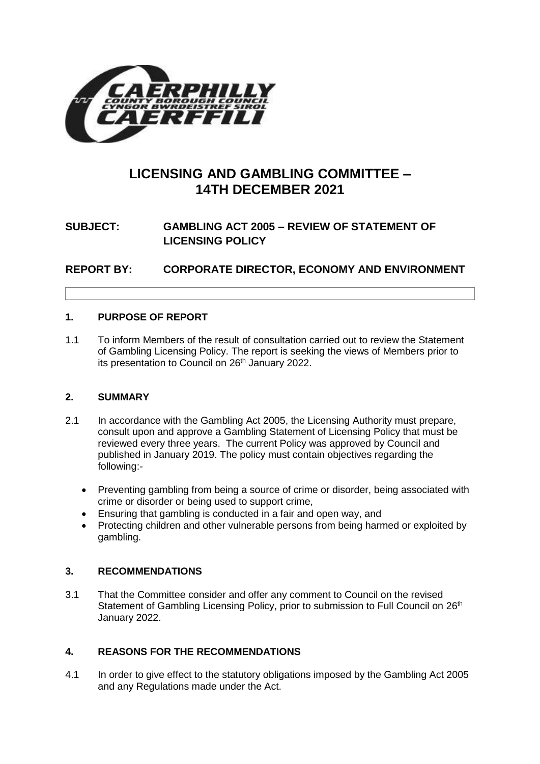# LICENSING AND GAMBLING COMMITTEE – 14TH DECEMBER 2021

**SUBJECT: GAMBLING ACT 2005 – REVIEW OF STATEMENT OF LICENSING POLICY**

**REPORT BY: CORPORATE DIRECTOR, ECONOMY AND ENVIRONMENT**

## 1. PURPOSE OF REPORT

1.1 To inform Members of the result of consultation carried out to review the Statement of Gambling Licensing Policy. The report is seeking the views of Members prior to its presentation to Council on 26th January 2022.

## 2. SUMMARY

2.1 In accordance with the Gambling Act 2005, the Licensing Authority must prepare, consult upon and approve a Gambling Statement of Licensing Policy that must be reviewed every three years. The current Policy was approved by Council and published in January 2019. The policy must contain objectives regarding the following:-

- Preventing gambling from being a source of crime or disorder, being associated with crime or disorder or being used to support crime,
- Ensuring that gambling is conducted in a fair and open way, and
- Protecting children and other vulnerable persons from being harmed or exploited by gambling.

## 3. RECOMMENDATIONS

3.1 That the Committee consider and offer any comment to Council on the revised Statement of Gambling Licensing Policy, prior to submission to Full Council on 26th January 2022.

## 4. REASONS FOR THE RECOMMENDATIONS

4.1 In order to give effect to the statutory obligations imposed by the Gambling Act 2005 and any Regulations made under the Act.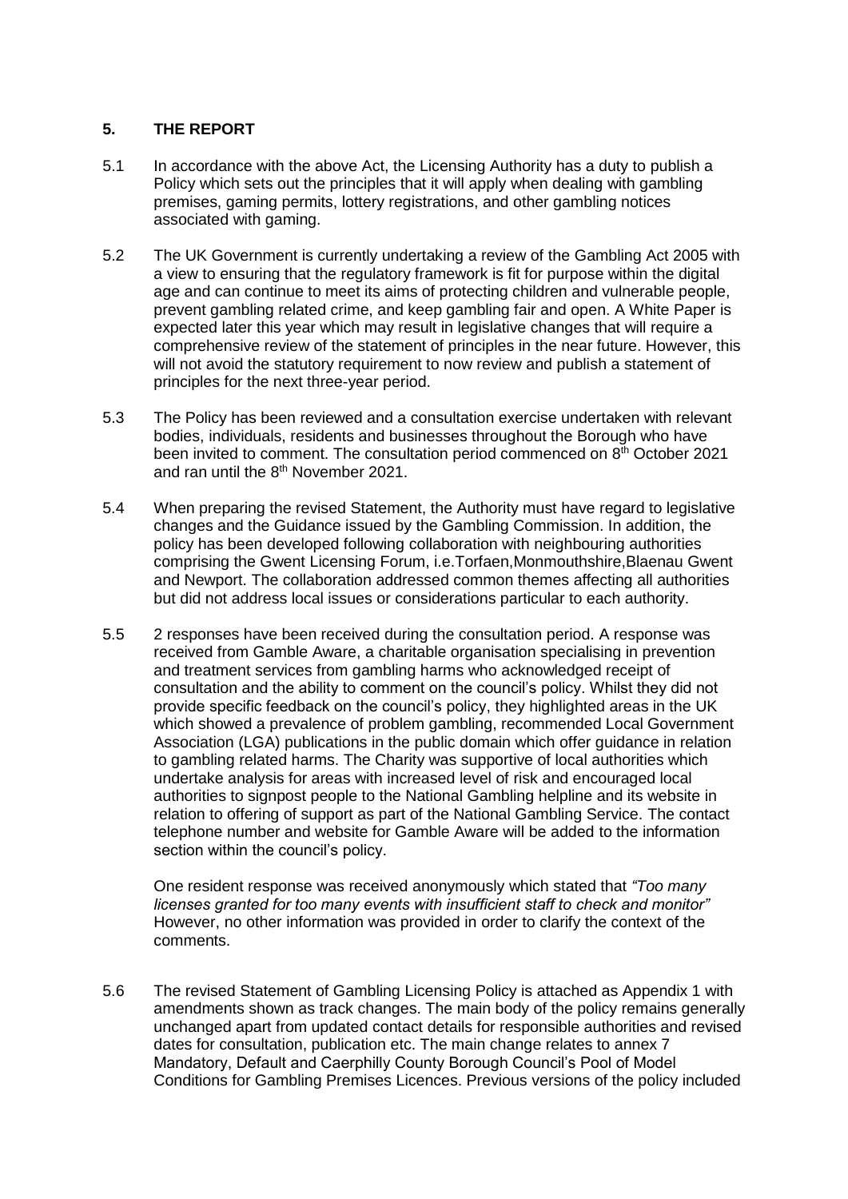## 5. THE REPORT

5.1 In accordance with the above Act, the Licensing Authority has a duty to publish a Policy which sets out the principles that it will apply when dealing with gambling premises, gaming permits, lottery registrations, and other gambling notices associated with gaming.

5.2 The UK Government is currently undertaking a review of the Gambling Act 2005 with a view to ensuring that the regulatory framework is fit for purpose within the digital age and can continue to meet its aims of protecting children and vulnerable people, prevent gambling related crime, and keep gambling fair and open. A White Paper is expected later this year which may result in legislative changes that will require a comprehensive review of the statement of principles in the near future. However, this will not avoid the statutory requirement to now review and publish a statement of principles for the next three-year period.

5.3 The Policy has been reviewed and a consultation exercise undertaken with relevant bodies, individuals, residents and businesses throughout the Borough who have been invited to comment. The consultation period commenced on 8th October 2021 and ran until the 8th November 2021.

5.4 When preparing the revised Statement, the Authority must have regard to legislative changes and the Guidance issued by the Gambling Commission. In addition, the policy has been developed following collaboration with neighbouring authorities comprising the Gwent Licensing Forum, i.e.Torfaen,Monmouthshire,Blaenau Gwent and Newport. The collaboration addressed common themes affecting all authorities but did not address local issues or considerations particular to each authority.

5.5 2 responses have been received during the consultation period. A response was received from Gamble Aware, a charitable organisation specialising in prevention and treatment services from gambling harms who acknowledged receipt of consultation and the ability to comment on the council's policy. Whilst they did not provide specific feedback on the council's policy, they highlighted areas in the UK which showed a prevalence of problem gambling, recommended Local Government Association (LGA) publications in the public domain which offer guidance in relation to gambling related harms. The Charity was supportive of local authorities which undertake analysis for areas with increased level of risk and encouraged local authorities to signpost people to the National Gambling helpline and its website in relation to offering of support as part of the National Gambling Service. The contact telephone number and website for Gamble Aware will be added to the information section within the council's policy.

One resident response was received anonymously which stated that *"Too many licenses granted for too many events with insufficient staff to check and monitor"* However, no other information was provided in order to clarify the context of the comments.

5.6 The revised Statement of Gambling Licensing Policy is attached as Appendix 1 with amendments shown as track changes. The main body of the policy remains generally unchanged apart from updated contact details for responsible authorities and revised dates for consultation, publication etc. The main change relates to annex 7 Mandatory, Default and Caerphilly County Borough Council's Pool of Model Conditions for Gambling Premises Licences. Previous versions of the policy included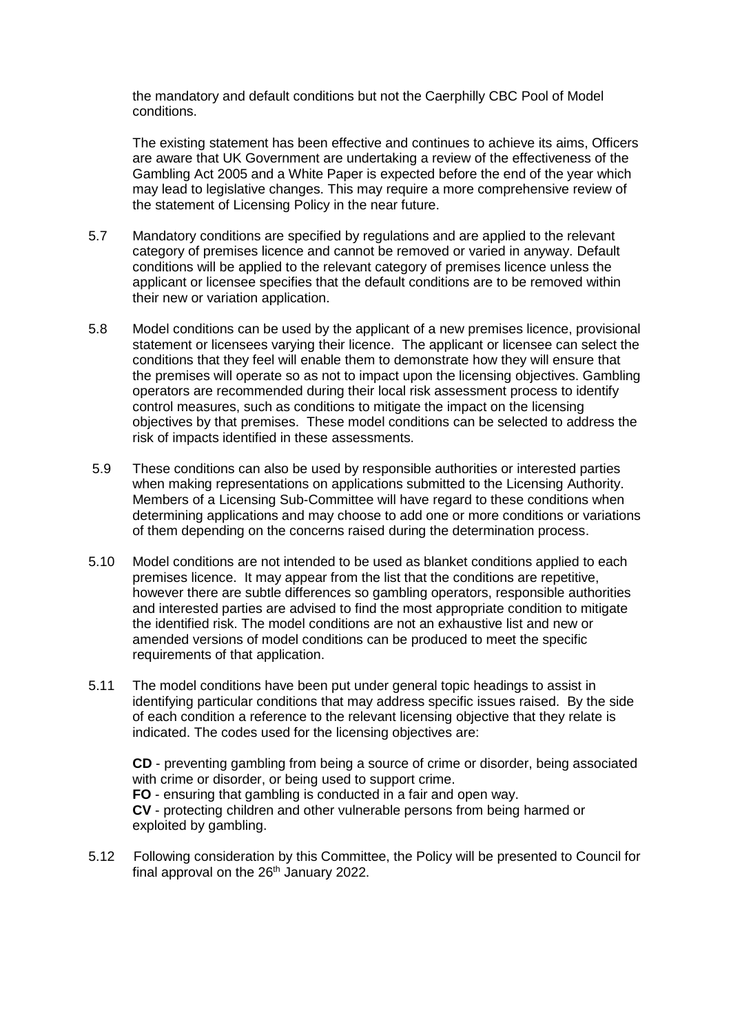the mandatory and default conditions but not the Caerphilly CBC Pool of Model conditions.

The existing statement has been effective and continues to achieve its aims, Officers are aware that UK Government are undertaking a review of the effectiveness of the Gambling Act 2005 and a White Paper is expected before the end of the year which may lead to legislative changes. This may require a more comprehensive review of the statement of Licensing Policy in the near future.

5.7 Mandatory conditions are specified by regulations and are applied to the relevant category of premises licence and cannot be removed or varied in anyway. Default conditions will be applied to the relevant category of premises licence unless the applicant or licensee specifies that the default conditions are to be removed within their new or variation application.

5.8 Model conditions can be used by the applicant of a new premises licence, provisional statement or licensees varying their licence. The applicant or licensee can select the conditions that they feel will enable them to demonstrate how they will ensure that the premises will operate so as not to impact upon the licensing objectives. Gambling operators are recommended during their local risk assessment process to identify control measures, such as conditions to mitigate the impact on the licensing objectives by that premises. These model conditions can be selected to address the risk of impacts identified in these assessments.

5.9 These conditions can also be used by responsible authorities or interested parties when making representations on applications submitted to the Licensing Authority. Members of a Licensing Sub-Committee will have regard to these conditions when determining applications and may choose to add one or more conditions or variations of them depending on the concerns raised during the determination process.

5.10 Model conditions are not intended to be used as blanket conditions applied to each premises licence. It may appear from the list that the conditions are repetitive, however there are subtle differences so gambling operators, responsible authorities and interested parties are advised to find the most appropriate condition to mitigate the identified risk. The model conditions are not an exhaustive list and new or amended versions of model conditions can be produced to meet the specific requirements of that application.

5.11 The model conditions have been put under general topic headings to assist in identifying particular conditions that may address specific issues raised. By the side of each condition a reference to the relevant licensing objective that they relate is indicated. The codes used for the licensing objectives are:

**CD** - preventing gambling from being a source of crime or disorder, being associated with crime or disorder, or being used to support crime.
**FO** - ensuring that gambling is conducted in a fair and open way.
**CV** - protecting children and other vulnerable persons from being harmed or exploited by gambling.

5.12 Following consideration by this Committee, the Policy will be presented to Council for final approval on the 26th January 2022.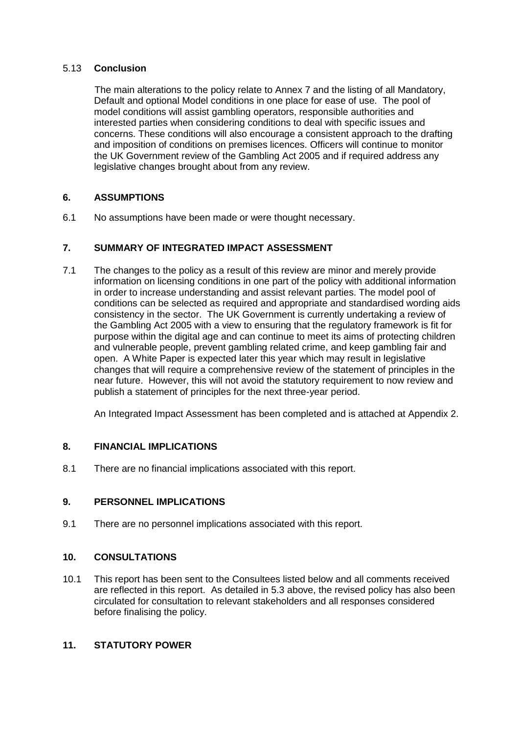### 5.13 **Conclusion**

The main alterations to the policy relate to Annex 7 and the listing of all Mandatory, Default and optional Model conditions in one place for ease of use. The pool of model conditions will assist gambling operators, responsible authorities and interested parties when considering conditions to deal with specific issues and concerns. These conditions will also encourage a consistent approach to the drafting and imposition of conditions on premises licences. Officers will continue to monitor the UK Government review of the Gambling Act 2005 and if required address any legislative changes brought about from any review.

## 6. ASSUMPTIONS

6.1 No assumptions have been made or were thought necessary.

## 7. SUMMARY OF INTEGRATED IMPACT ASSESSMENT

7.1 The changes to the policy as a result of this review are minor and merely provide information on licensing conditions in one part of the policy with additional information in order to increase understanding and assist relevant parties. The model pool of conditions can be selected as required and appropriate and standardised wording aids consistency in the sector. The UK Government is currently undertaking a review of the Gambling Act 2005 with a view to ensuring that the regulatory framework is fit for purpose within the digital age and can continue to meet its aims of protecting children and vulnerable people, prevent gambling related crime, and keep gambling fair and open. A White Paper is expected later this year which may result in legislative changes that will require a comprehensive review of the statement of principles in the near future. However, this will not avoid the statutory requirement to now review and publish a statement of principles for the next three-year period.

An Integrated Impact Assessment has been completed and is attached at Appendix 2.

## 8. FINANCIAL IMPLICATIONS

8.1 There are no financial implications associated with this report.

## 9. PERSONNEL IMPLICATIONS

9.1 There are no personnel implications associated with this report.

## 10. CONSULTATIONS

10.1 This report has been sent to the Consultees listed below and all comments received are reflected in this report. As detailed in 5.3 above, the revised policy has also been circulated for consultation to relevant stakeholders and all responses considered before finalising the policy.

## 11. STATUTORY POWER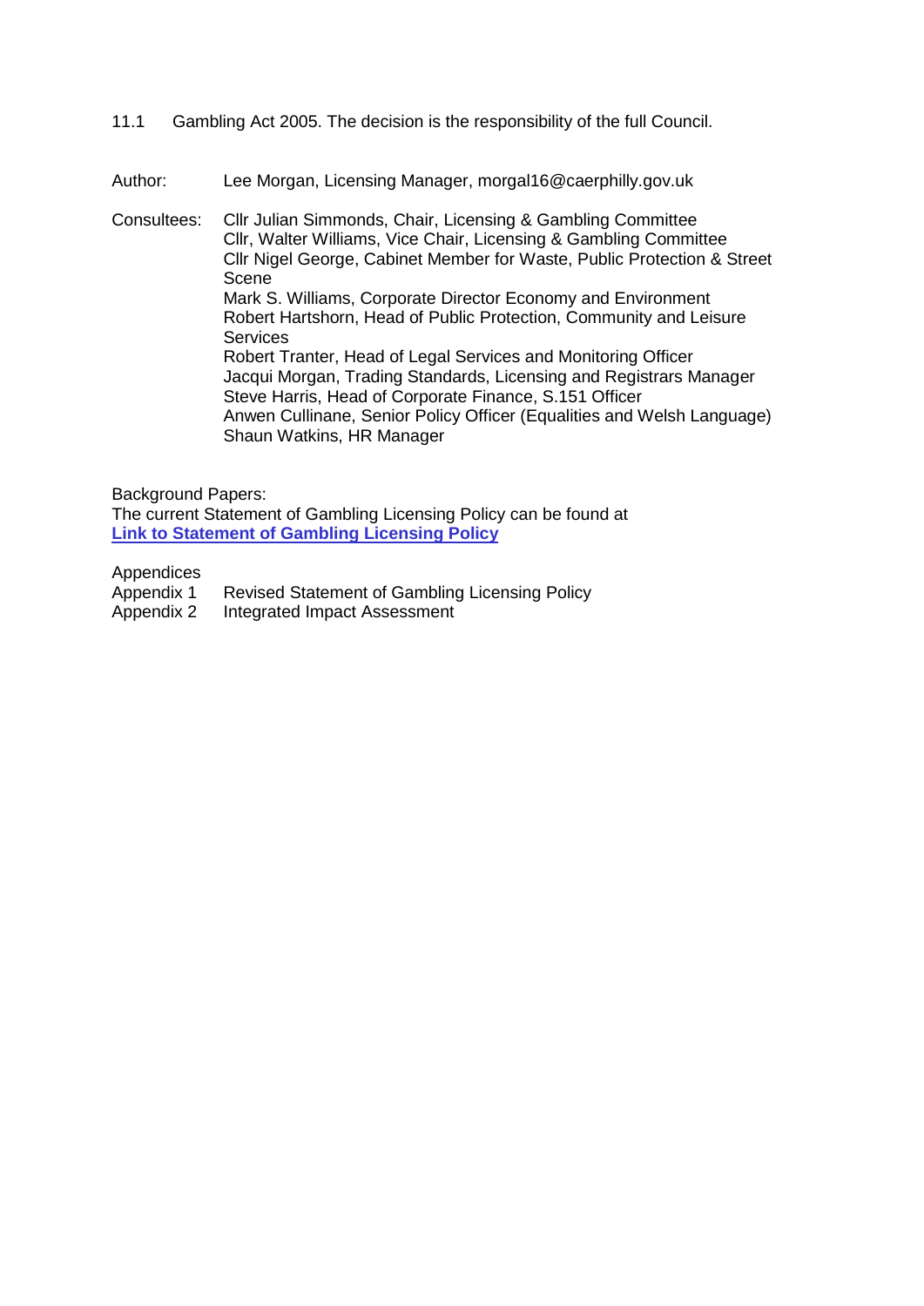11.1 Gambling Act 2005. The decision is the responsibility of the full Council.

Author: Lee Morgan, Licensing Manager, morgal16@caerphilly.gov.uk

Consultees: Cllr Julian Simmonds, Chair, Licensing & Gambling Committee
Cllr, Walter Williams, Vice Chair, Licensing & Gambling Committee
Cllr Nigel George, Cabinet Member for Waste, Public Protection & Street Scene
Mark S. Williams, Corporate Director Economy and Environment
Robert Hartshorn, Head of Public Protection, Community and Leisure Services
Robert Tranter, Head of Legal Services and Monitoring Officer
Jacqui Morgan, Trading Standards, Licensing and Registrars Manager
Steve Harris, Head of Corporate Finance, S.151 Officer
Anwen Cullinane, Senior Policy Officer (Equalities and Welsh Language)
Shaun Watkins, HR Manager

Background Papers:
The current Statement of Gambling Licensing Policy can be found at
**Link to Statement of Gambling Licensing Policy**

Appendices
Appendix 1 Revised Statement of Gambling Licensing Policy
Appendix 2 Integrated Impact Assessment